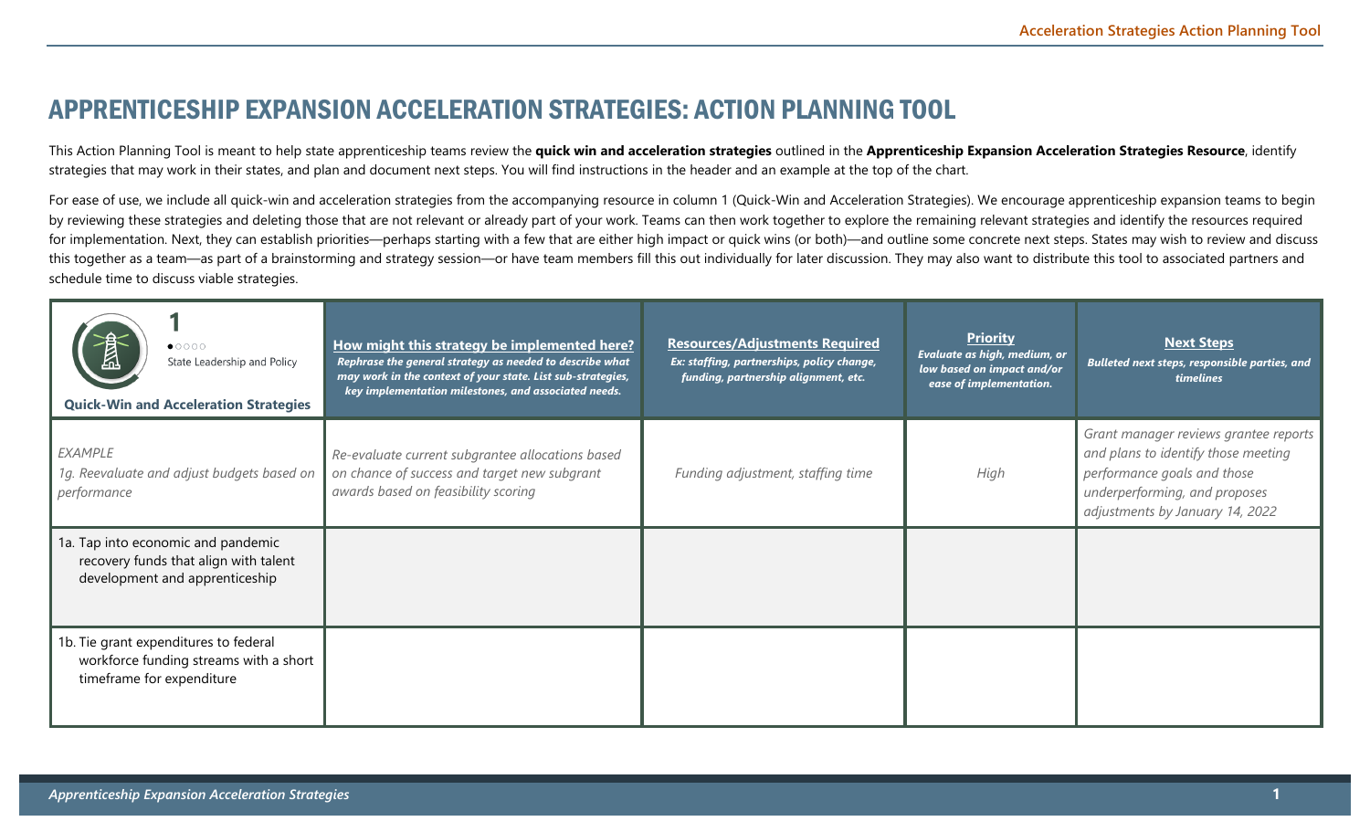# APPRENTICESHIP EXPANSION ACCELERATION STRATEGIES: ACTION PLANNING TOOL

This Action Planning Tool is meant to help state apprenticeship teams review the **quick win and acceleration strategies** outlined in the **Apprenticeship Expansion Acceleration Strategies Resource**, identify strategies that may work in their states, and plan and document next steps. You will find instructions in the header and an example at the top of the chart.

For ease of use, we include all quick-win and acceleration strategies from the accompanying resource in column 1 (Quick-Win and Acceleration Strategies). We encourage apprenticeship expansion teams to begin by reviewing these strategies and deleting those that are not relevant or already part of your work. Teams can then work together to explore the remaining relevant strategies and identify the resources required for implementation. Next, they can establish priorities—perhaps starting with a few that are either high impact or quick wins (or both)—and outline some concrete next steps. States may wish to review and discuss this together as a team—as part of a brainstorming and strategy session—or have team members fill this out individually for later discussion. They may also want to distribute this tool to associated partners and schedule time to discuss viable strategies.

| 1 ●○○○○ State Leadership and Policy **Quick-Win and Acceleration Strategies** | **How might this strategy be implemented here?** *Rephrase the general strategy as needed to describe what may work in the context of your state. List sub-strategies, key implementation milestones, and associated needs.* | **Resources/Adjustments Required** *Ex: staffing, partnerships, policy change, funding, partnership alignment, etc.* | **Priority** *Evaluate as high, medium, or low based on impact and/or ease of implementation.* | **Next Steps** *Bulleted next steps, responsible parties, and timelines* |
|---|---|---|---|---|
| *EXAMPLE 1g. Reevaluate and adjust budgets based on performance* | *Re-evaluate current subgrantee allocations based on chance of success and target new subgrant awards based on feasibility scoring* | *Funding adjustment, staffing time* | *High* | *Grant manager reviews grantee reports and plans to identify those meeting performance goals and those underperforming, and proposes adjustments by January 14, 2022* |
| 1a. Tap into economic and pandemic recovery funds that align with talent development and apprenticeship | | | | |
| 1b. Tie grant expenditures to federal workforce funding streams with a short timeframe for expenditure | | | | |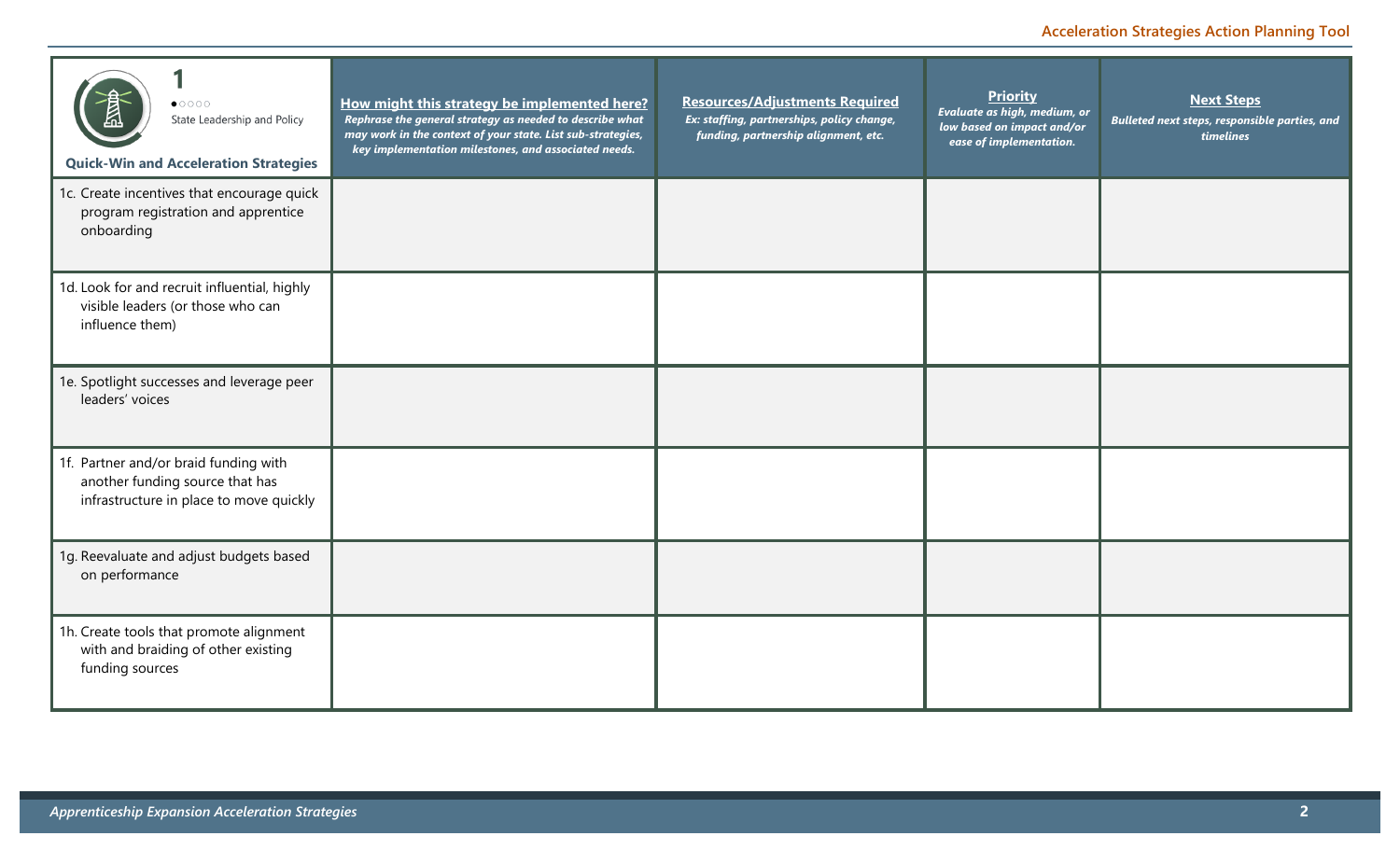| 1 State Leadership and Policy<br>**Quick-Win and Acceleration Strategies** | **How might this strategy be implemented here?**<br>*Rephrase the general strategy as needed to describe what may work in the context of your state. List sub-strategies, key implementation milestones, and associated needs.* | **Resources/Adjustments Required**<br>*Ex: staffing, partnerships, policy change, funding, partnership alignment, etc.* | **Priority**<br>*Evaluate as high, medium, or low based on impact and/or ease of implementation.* | **Next Steps**<br>*Bulleted next steps, responsible parties, and timelines* |
|---|---|---|---|---|
| 1c. Create incentives that encourage quick program registration and apprentice onboarding | | | | |
| 1d. Look for and recruit influential, highly visible leaders (or those who can influence them) | | | | |
| 1e. Spotlight successes and leverage peer leaders' voices | | | | |
| 1f. Partner and/or braid funding with another funding source that has infrastructure in place to move quickly | | | | |
| 1g. Reevaluate and adjust budgets based on performance | | | | |
| 1h. Create tools that promote alignment with and braiding of other existing funding sources | | | | |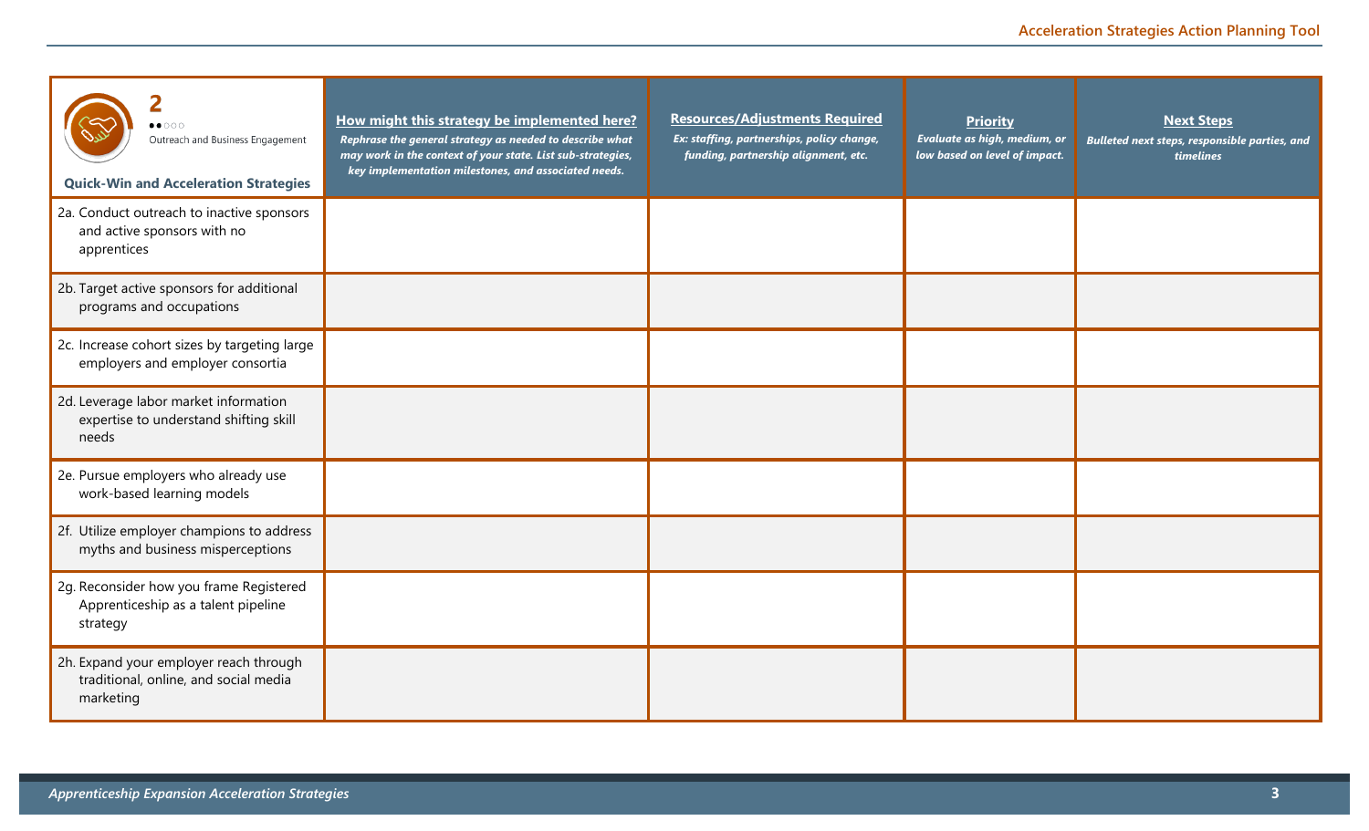| 2 Outreach and Business Engagement<br>**Quick-Win and Acceleration Strategies** | **How might this strategy be implemented here?**<br>*Rephrase the general strategy as needed to describe what may work in the context of your state. List sub-strategies, key implementation milestones, and associated needs.* | **Resources/Adjustments Required**<br>*Ex: staffing, partnerships, policy change, funding, partnership alignment, etc.* | **Priority**<br>*Evaluate as high, medium, or low based on level of impact.* | **Next Steps**<br>*Bulleted next steps, responsible parties, and timelines* |
|---|---|---|---|---|
| 2a. Conduct outreach to inactive sponsors and active sponsors with no apprentices | | | | |
| 2b. Target active sponsors for additional programs and occupations | | | | |
| 2c. Increase cohort sizes by targeting large employers and employer consortia | | | | |
| 2d. Leverage labor market information expertise to understand shifting skill needs | | | | |
| 2e. Pursue employers who already use work-based learning models | | | | |
| 2f. Utilize employer champions to address myths and business misperceptions | | | | |
| 2g. Reconsider how you frame Registered Apprenticeship as a talent pipeline strategy | | | | |
| 2h. Expand your employer reach through traditional, online, and social media marketing | | | | |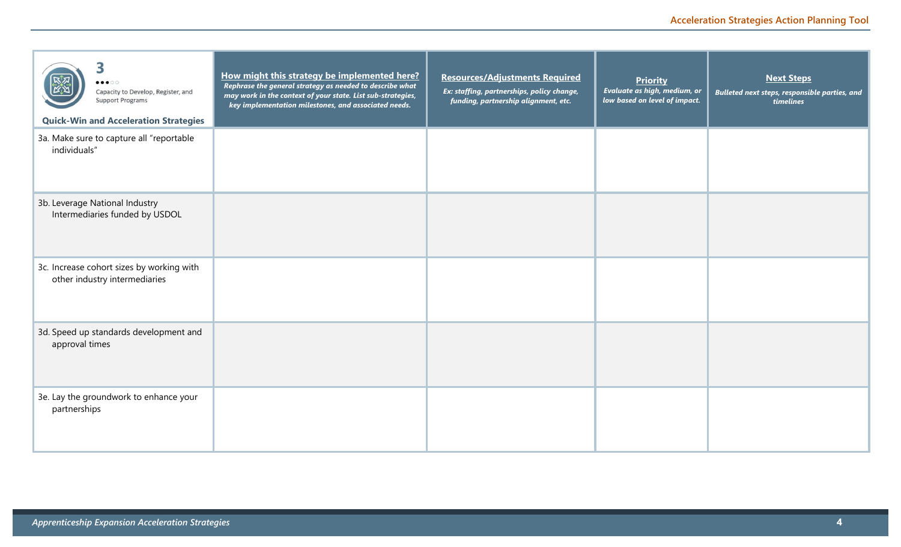| 3 ●●●○○ Capacity to Develop, Register, and Support Programs **Quick-Win and Acceleration Strategies** | **How might this strategy be implemented here?** *Rephrase the general strategy as needed to describe what may work in the context of your state. List sub-strategies, key implementation milestones, and associated needs.* | **Resources/Adjustments Required** *Ex: staffing, partnerships, policy change, funding, partnership alignment, etc.* | **Priority** *Evaluate as high, medium, or low based on level of impact.* | **Next Steps** *Bulleted next steps, responsible parties, and timelines* |
|---|---|---|---|---|
| 3a. Make sure to capture all "reportable individuals" | | | | |
| 3b. Leverage National Industry Intermediaries funded by USDOL | | | | |
| 3c. Increase cohort sizes by working with other industry intermediaries | | | | |
| 3d. Speed up standards development and approval times | | | | |
| 3e. Lay the groundwork to enhance your partnerships | | | | |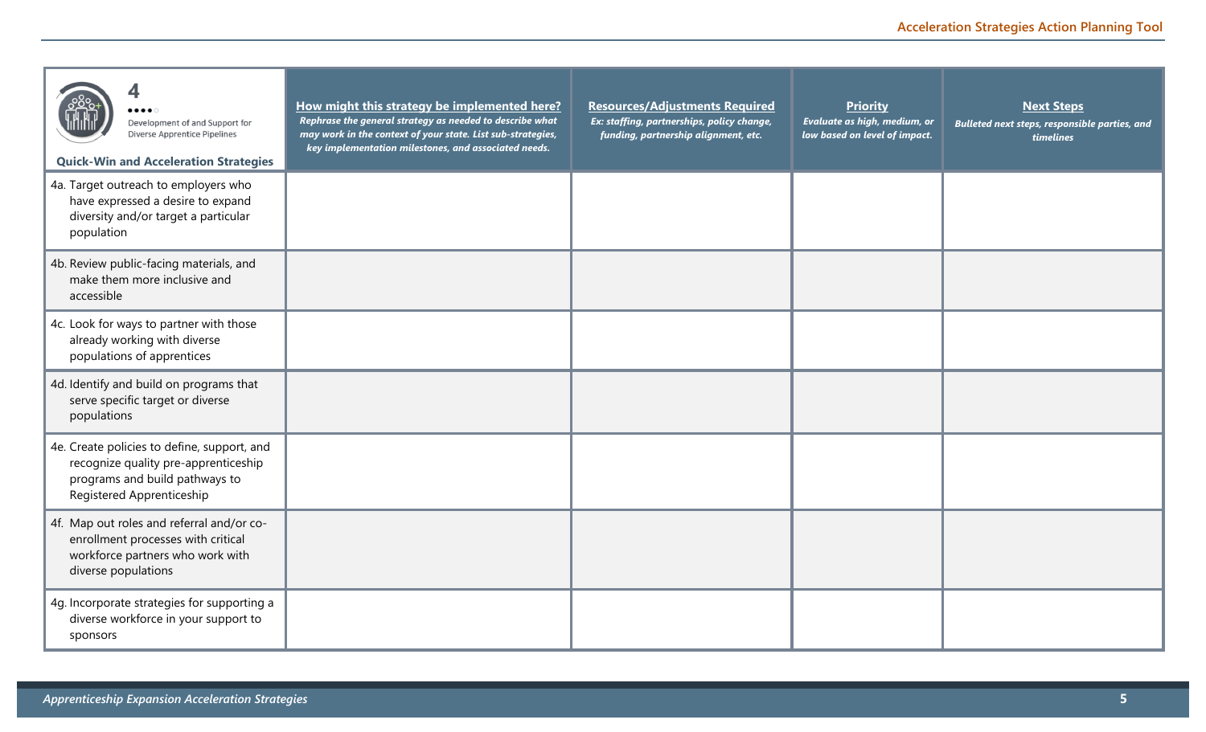| 4 Development of and Support for Diverse Apprentice Pipelines<br>**Quick-Win and Acceleration Strategies** | **How might this strategy be implemented here?**<br>*Rephrase the general strategy as needed to describe what may work in the context of your state. List sub-strategies, key implementation milestones, and associated needs.* | **Resources/Adjustments Required**<br>*Ex: staffing, partnerships, policy change, funding, partnership alignment, etc.* | **Priority**<br>*Evaluate as high, medium, or low based on level of impact.* | **Next Steps**<br>*Bulleted next steps, responsible parties, and timelines* |
|---|---|---|---|---|
| 4a. Target outreach to employers who have expressed a desire to expand diversity and/or target a particular population | | | | |
| 4b. Review public-facing materials, and make them more inclusive and accessible | | | | |
| 4c. Look for ways to partner with those already working with diverse populations of apprentices | | | | |
| 4d. Identify and build on programs that serve specific target or diverse populations | | | | |
| 4e. Create policies to define, support, and recognize quality pre-apprenticeship programs and build pathways to Registered Apprenticeship | | | | |
| 4f. Map out roles and referral and/or co-enrollment processes with critical workforce partners who work with diverse populations | | | | |
| 4g. Incorporate strategies for supporting a diverse workforce in your support to sponsors | | | | |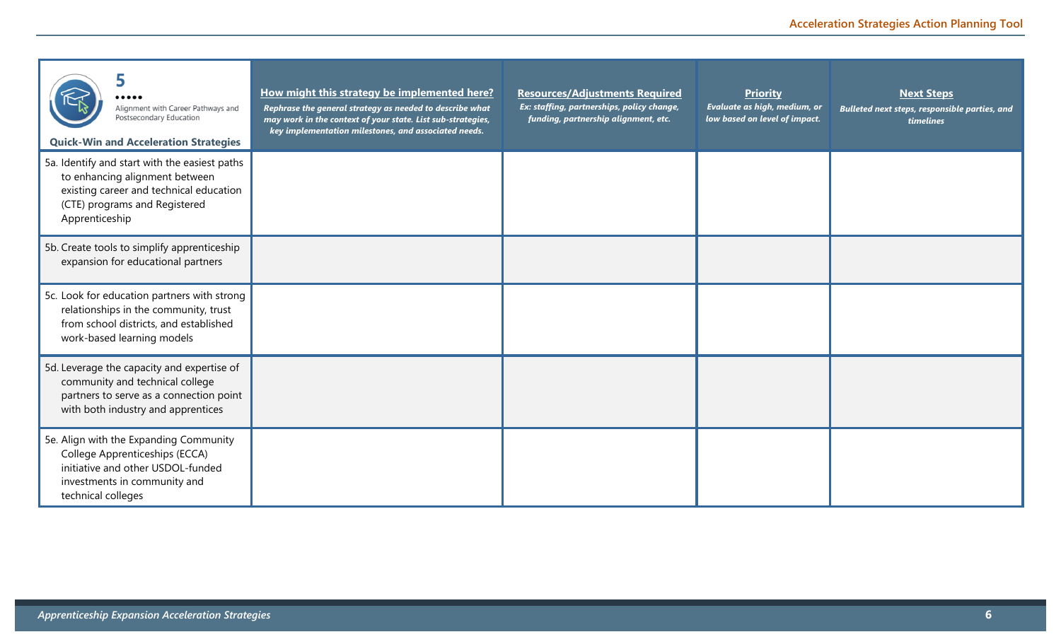| 5 ••••• Alignment with Career Pathways and Postsecondary Education **Quick-Win and Acceleration Strategies** | **How might this strategy be implemented here?** *Rephrase the general strategy as needed to describe what may work in the context of your state. List sub-strategies, key implementation milestones, and associated needs.* | **Resources/Adjustments Required** *Ex: staffing, partnerships, policy change, funding, partnership alignment, etc.* | **Priority** *Evaluate as high, medium, or low based on level of impact.* | **Next Steps** *Bulleted next steps, responsible parties, and timelines* |
|---|---|---|---|---|
| 5a. Identify and start with the easiest paths to enhancing alignment between existing career and technical education (CTE) programs and Registered Apprenticeship | | | | |
| 5b. Create tools to simplify apprenticeship expansion for educational partners | | | | |
| 5c. Look for education partners with strong relationships in the community, trust from school districts, and established work-based learning models | | | | |
| 5d. Leverage the capacity and expertise of community and technical college partners to serve as a connection point with both industry and apprentices | | | | |
| 5e. Align with the Expanding Community College Apprenticeships (ECCA) initiative and other USDOL-funded investments in community and technical colleges | | | | |